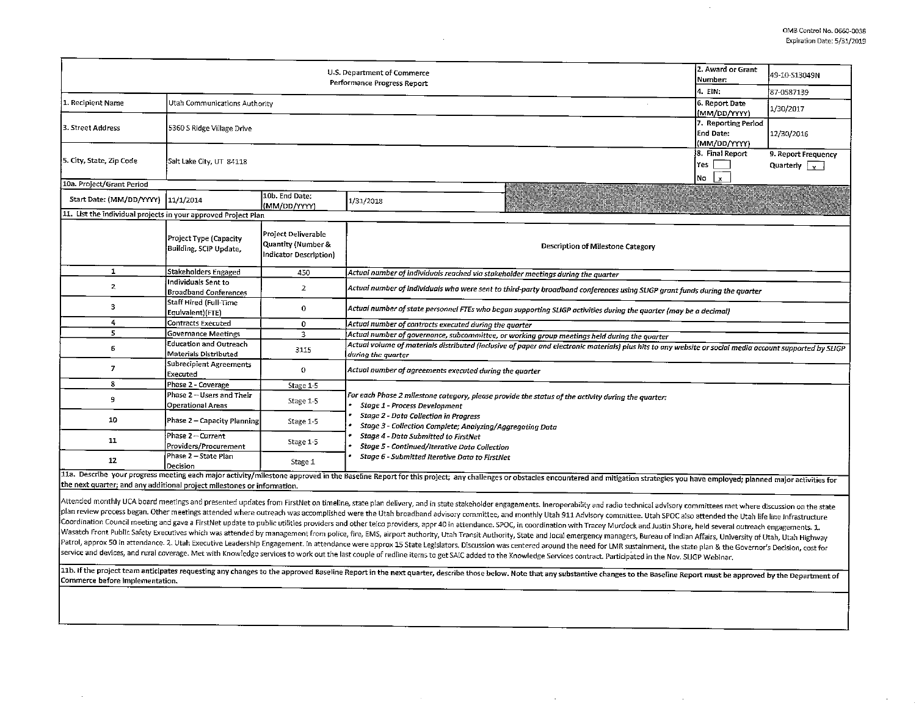OMB Control No. 0660-0038
Expiration Date: 5/31/2019

| U.S. Department of Commerce Performance Progress Report | | | | 2. Award or Grant Number: | 49-10-S13049N |
|---|---|---|---|---|---|
| | | | | 4. EIN: | 87-0587139 |
| 1. Recipient Name | Utah Communications Authority | | | 6. Report Date (MM/DD/YYYY) | 1/30/2017 |
| 3. Street Address | 5360 S Ridge Village Drive | | | 7. Reporting Period End Date: (MM/DD/YYYY) | 12/30/2016 |
| 5. City, State, Zip Code | Salt Lake City, UT 84118 | | | 8. Final Report Yes [ ] No [x] | 9. Report Frequency Quarterly [x] |
| 10a. Project/Grant Period | | | | | |
| Start Date: (MM/DD/YYYY) | 11/1/2014 | 10b. End Date: (MM/DD/YYYY) | 1/31/2018 | | |

11. List the individual projects in your approved Project Plan

| | Project Type (Capacity Building, SCIP Update, | Project Deliverable Quantity (Number & Indicator Description) | Description of Milestone Category |
|---|---|---|---|
| 1 | Stakeholders Engaged | 450 | *Actual number of individuals reached via stakeholder meetings during the quarter* |
| 2 | Individuals Sent to Broadband Conferences | 2 | *Actual number of individuals who were sent to third-party broadband conferences using SLIGP grant funds during the quarter* |
| 3 | Staff Hired (Full-Time Equivalent)(FTE) | 0 | *Actual number of state personnel FTEs who began supporting SLIGP activities during the quarter (may be a decimal)* |
| 4 | Contracts Executed | 0 | *Actual number of contracts executed during the quarter* |
| 5 | Governance Meetings | 3 | *Actual number of governance, subcommittee, or working group meetings held during the quarter* |
| 6 | Education and Outreach Materials Distributed | 3115 | *Actual volume of materials distributed (inclusive of paper and electronic materials) plus hits to any website or social media account supported by SLIGP during the quarter* |
| 7 | Subrecipient Agreements Executed | 0 | *Actual number of agreements executed during the quarter* |
| 8 | Phase 2 - Coverage | Stage 1-5 | *For each Phase 2 milestone category, please provide the status of the activity during the quarter:* <br>• *Stage 1 - Process Development* <br>• *Stage 2 - Data Collection in Progress* <br>• *Stage 3 - Collection Complete; Analyzing/Aggregating Data* <br>• *Stage 4 - Data Submitted to FirstNet* <br>• *Stage 5 - Continued/Iterative Data Collection* <br>• *Stage 6 - Submitted Iterative Data to FirstNet* |
| 9 | Phase 2 – Users and Their Operational Areas | Stage 1-5 | |
| 10 | Phase 2 – Capacity Planning | Stage 1-5 | |
| 11 | Phase 2 – Current Providers/Procurement | Stage 1-5 | |
| 12 | Phase 2 – State Plan Decision | Stage 1 | |

11a. Describe your progress meeting each major activity/milestone approved in the Baseline Report for this project; any challenges or obstacles encountered and mitigation strategies you have employed; planned major activities for the next quarter; and any additional project milestones or information.

Attended monthly UCA board meetings and presented updates from FirstNet on timeline, state plan delivery, and in state stakeholder engagements. Ineroperability and radio technical advisory committees met where discussion on the state plan review process began. Other meetings attended where outreach was accomplished were the Utah broadband advisory committee, and monthly Utah 911 Advisory committee. Utah SPOC also attended the Utah life line Infrastructure Coordination Council meeting and gave a FirstNet update to public utilities providers and other telco providers, appr 40 in attendance. SPOC, in coordination with Tracey Murdock and Justin Shore, held several outreach engagements. 1. Wasatch Front Public Safety Executives which was attended by management from police, fire, EMS, airport authority, Utah Transit Authority, State and local emergency managers, Bureau of Indian Affairs, University of Utah, Utah Highway Patrol, approx 50 in attendance. 2. Utah Executive Leadership Engagement. In attendance were approx 15 State Legislators. Discussion was centered around the need for LMR sustainment, the state plan & the Governor's Decision, cost for service and devices, and rural coverage. Met with Knowledge services to work out the last couple of redline items to get SAIC added to the Knowledge Services contract. Participated in the Nov. SLIGP Webinar.

11b. If the project team anticipates requesting any changes to the approved Baseline Report in the next quarter, describe those below. Note that any substantive changes to the Baseline Report must be approved by the Department of Commerce before implementation.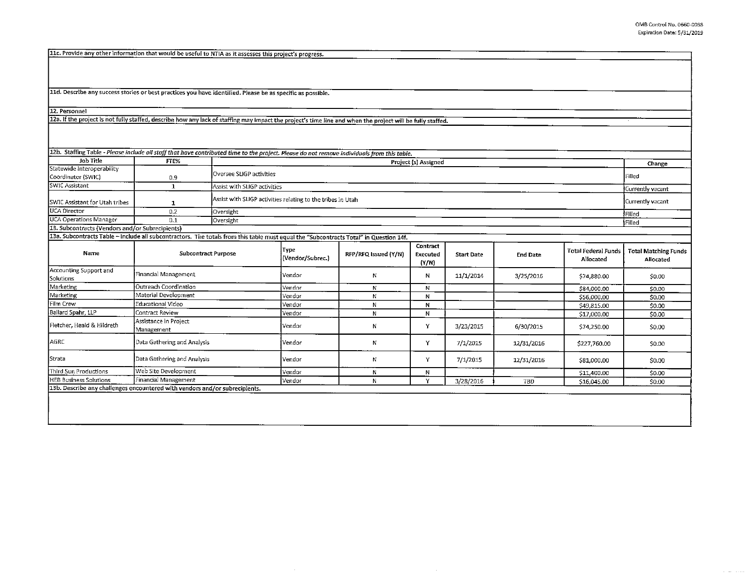11c. Provide any other information that would be useful to NTIA as it assesses this project's progress.

11d. Describe any success stories or best practices you have identified. Please be as specific as possible.

12. Personnel

12a. If the project is not fully staffed, describe how any lack of staffing may impact the project's time line and when the project will be fully staffed.

12b. Staffing Table - *Please include all staff that have contributed time to the project. Please do not remove individuals from this table.*

| Job Title | FTE% | Project (s) Assigned | Change |
|---|---|---|---|
| Statewide Interoperability Coordinator (SWIC) | 0.9 | Oversee SLIGP activities | Filled |
| SWIC Assistant | 1 | Assist with SLIGP activities | Currently vacant |
| SWIC Assistant for Utah tribes | 1 | Assist with SLIGP activities relating to the tribes in Utah | Currently vacant |
| UCA Director | 0.2 | Oversight | Filled |
| UCA Operations Manager | 0.1 | Oversight | Filled |

13. Subcontracts (Vendors and/or Subrecipients)

13a. Subcontracts Table – Include all subcontractors. The totals from this table must equal the "Subcontracts Total" in Question 14f.

| Name | Subcontract Purpose | Type (Vendor/Subrec.) | RFP/RFQ Issued (Y/N) | Contract Executed (Y/N) | Start Date | End Date | Total Federal Funds Allocated | Total Matching Funds Allocated |
|---|---|---|---|---|---|---|---|---|
| Accounting Support and Solutions | Financial Management | Vendor | N | N | 11/1/2014 | 3/25/2016 | $74,880.00 | $0.00 |
| Marketing | Outreach Coordination | Vendor | N | N | | | $84,000.00 | $0.00 |
| Marketing | Material Development | Vendor | N | N | | | $56,000.00 | $0.00 |
| Film Crew | Educational Video | Vendor | N | N | | | $49,815.00 | $0.00 |
| Ballard Spahr, LLP | Contract Review | Vendor | N | N | | | $17,000.00 | $0.00 |
| Fletcher, Heald & Hildreth | Assistance in Project Management | Vendor | N | Y | 3/23/2015 | 6/30/2015 | $74,250.00 | $0.00 |
| AGRC | Data Gathering and Analysis | Vendor | N | Y | 7/1/2015 | 12/31/2016 | $227,760.00 | $0.00 |
| Strata | Data Gathering and Analysis | Vendor | N | Y | 7/1/2015 | 12/31/2016 | $81,000.00 | $0.00 |
| Third Sun Productions | Web Site Development | Vendor | N | N | | | $11,400.00 | $0.00 |
| HEB Business Solutions | Financial Management | Vendor | N | Y | 3/28/2016 | TBD | $16,045.00 | $0.00 |

13b. Describe any challenges encountered with vendors and/or subrecipients.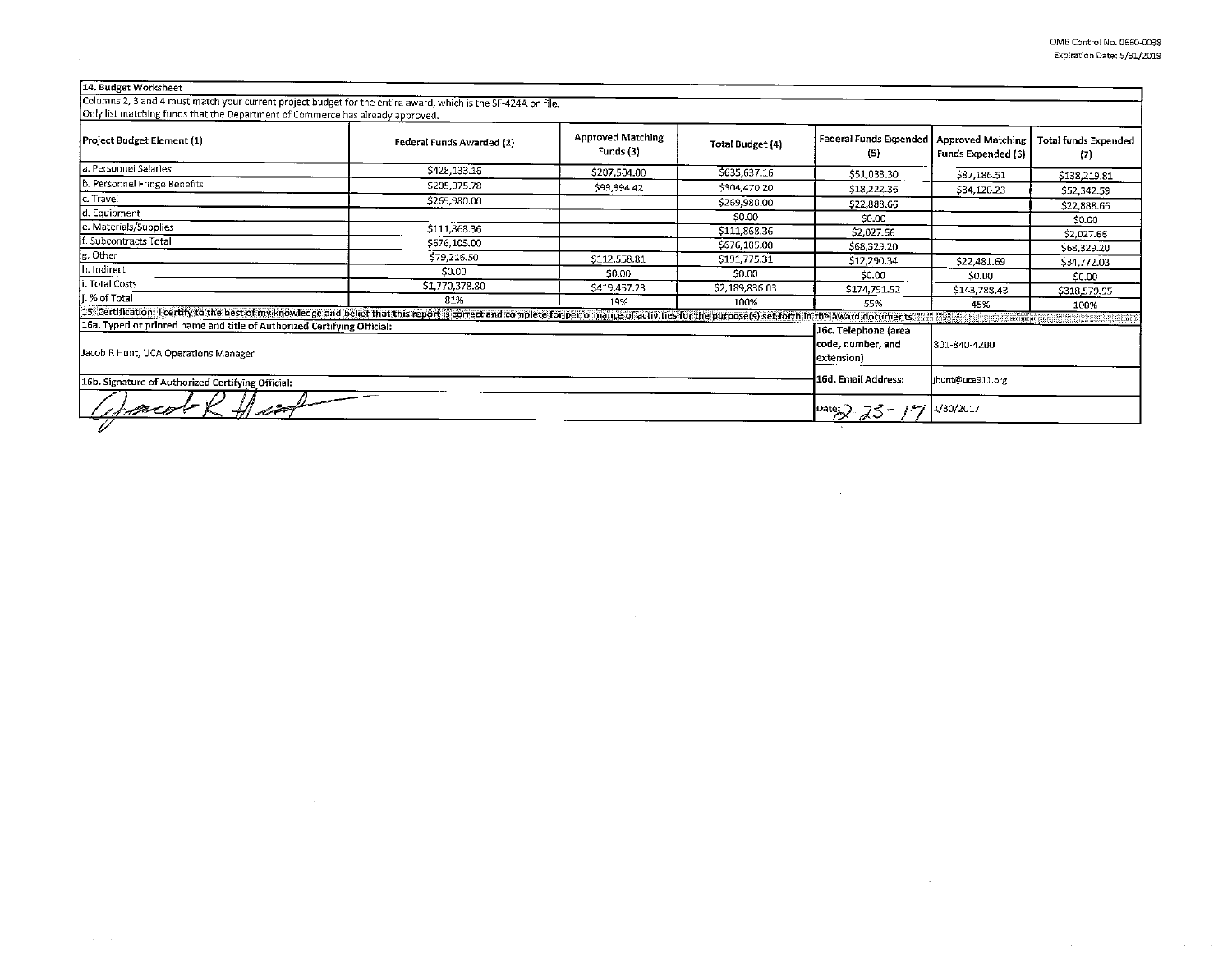OMB Control No. 0660-0038
Expiration Date: 5/31/2019

**14. Budget Worksheet**

Columns 2, 3 and 4 must match your current project budget for the entire award, which is the SF-424A on file.
Only list matching funds that the Department of Commerce has already approved.

| Project Budget Element (1) | Federal Funds Awarded (2) | Approved Matching Funds (3) | Total Budget (4) | Federal Funds Expended (5) | Approved Matching Funds Expended (6) | Total funds Expended (7) |
|---|---|---|---|---|---|---|
| a. Personnel Salaries | $428,133.16 | $207,504.00 | $635,637.16 | $51,033.30 | $87,186.51 | $138,219.81 |
| b. Personnel Fringe Benefits | $205,075.78 | $99,394.42 | $304,470.20 | $18,222.36 | $34,120.23 | $52,342.59 |
| c. Travel | $269,980.00 | | $269,980.00 | $22,888.66 | | $22,888.66 |
| d. Equipment | | | $0.00 | $0.00 | | $0.00 |
| e. Materials/Supplies | $111,868.36 | | $111,868.36 | $2,027.66 | | $2,027.66 |
| f. Subcontracts Total | $676,105.00 | | $676,105.00 | $68,329.20 | | $68,329.20 |
| g. Other | $79,216.50 | $112,558.81 | $191,775.31 | $12,290.34 | $22,481.69 | $34,772.03 |
| h. Indirect | $0.00 | $0.00 | $0.00 | $0.00 | $0.00 | $0.00 |
| i. Total Costs | $1,770,378.80 | $419,457.23 | $2,189,836.03 | $174,791.52 | $143,788.43 | $318,579.95 |
| j. % of Total | 81% | 19% | 100% | 55% | 45% | 100% |

15. Certification: I certify to the best of my knowledge and belief that this report is correct and complete for performance of activities for the purpose(s) set forth in the award documents.

| | | |
|---|---|---|
| 16a. Typed or printed name and title of Authorized Certifying Official: Jacob R Hunt, UCA Operations Manager | 16c. Telephone (area code, number, and extension) | 801-840-4200 |
| 16b. Signature of Authorized Certifying Official: Jacob R Hunt | 16d. Email Address: | jhunt@uca911.org |
| | Date: 2-23-17 | 1/30/2017 |